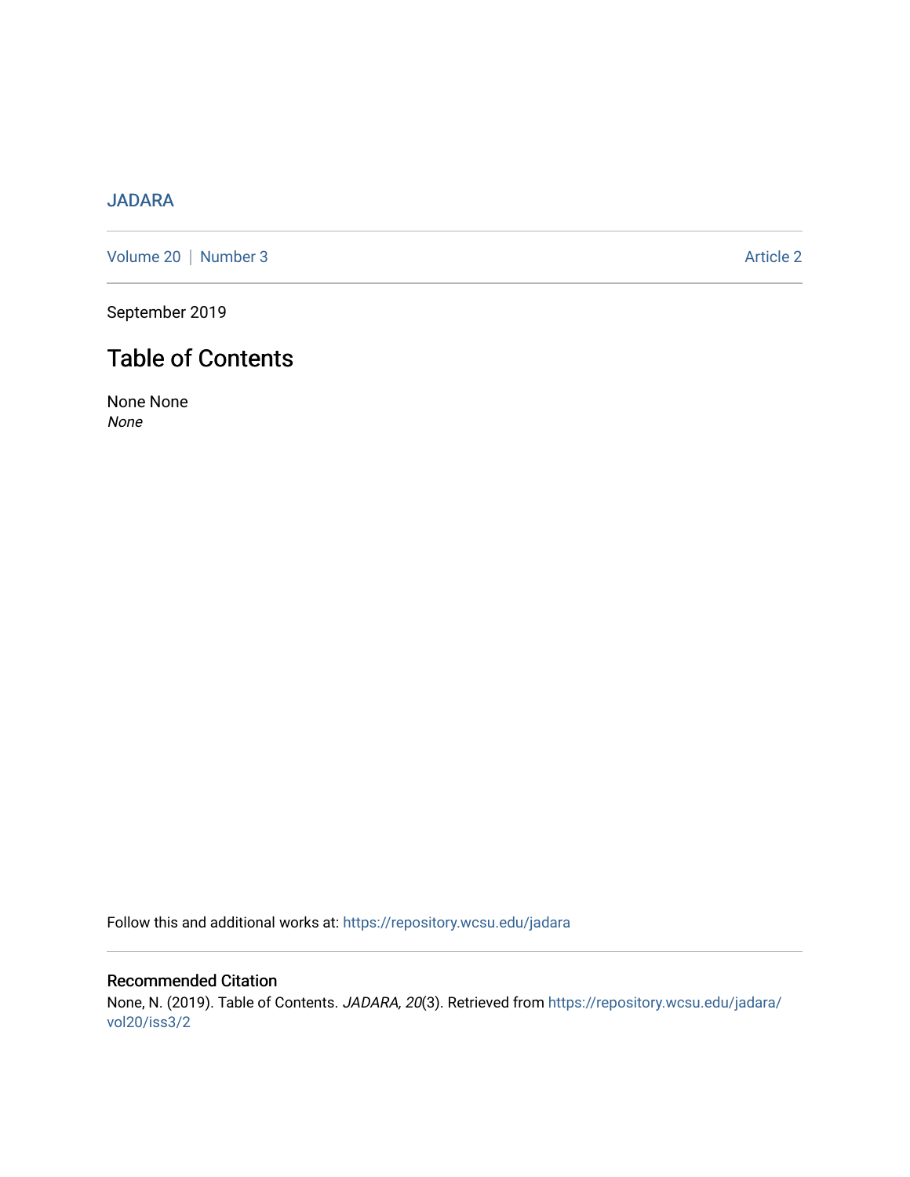JADARA

Volume 20 | Number 3 Article 2

September 2019

# Table of Contents

None None
*None*

Follow this and additional works at: https://repository.wcsu.edu/jadara

## Recommended Citation

None, N. (2019). Table of Contents. *JADARA, 20*(3). Retrieved from https://repository.wcsu.edu/jadara/vol20/iss3/2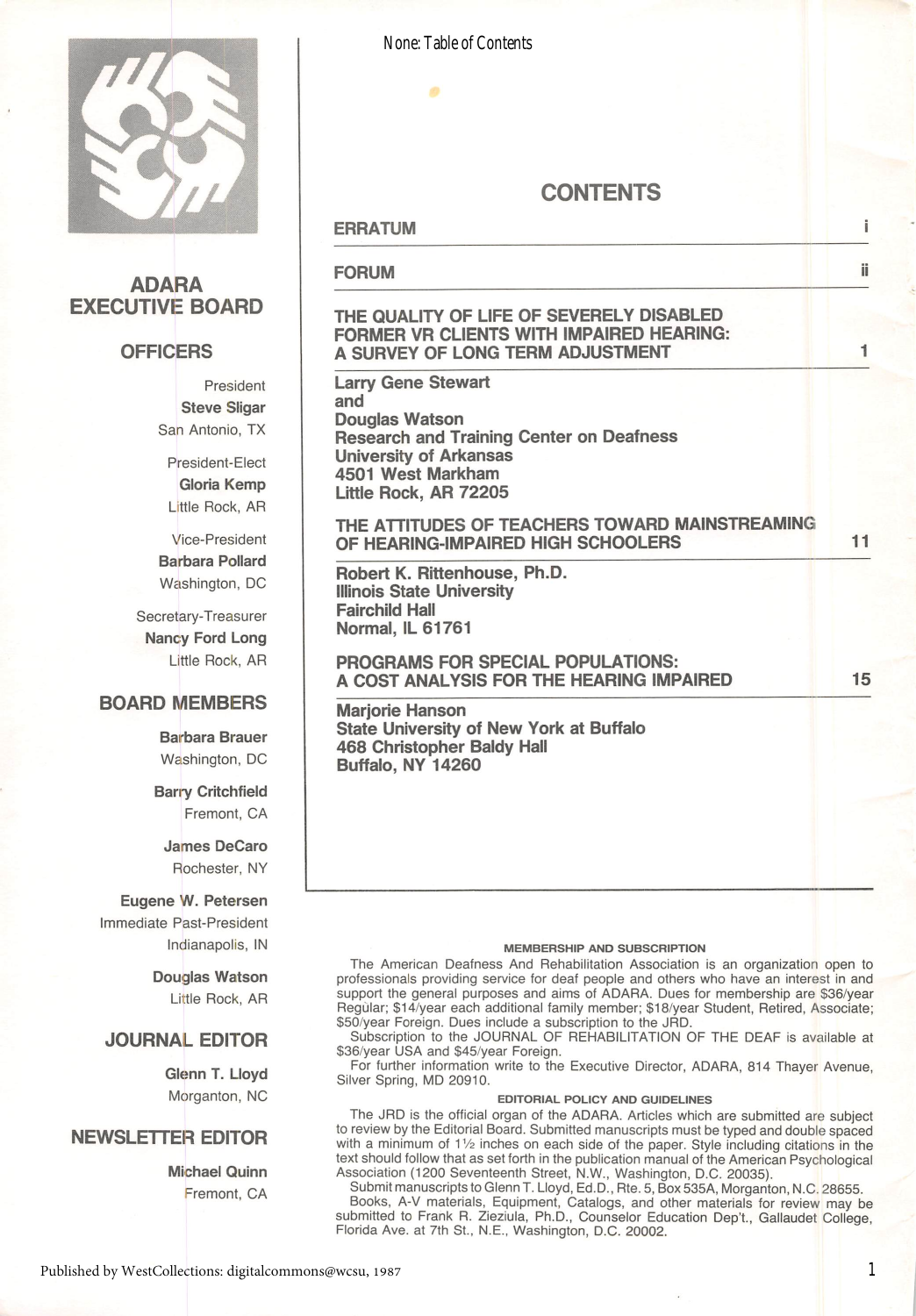None: Table of Contents

## ADARA EXECUTIVE BOARD

### OFFICERS

President
**Steve Sligar**
San Antonio, TX

President-Elect
**Gloria Kemp**
Little Rock, AR

Vice-President
**Barbara Pollard**
Washington, DC

Secretary-Treasurer
**Nancy Ford Long**
Little Rock, AR

### BOARD MEMBERS

**Barbara Brauer**
Washington, DC

**Barry Critchfield**
Fremont, CA

**James DeCaro**
Rochester, NY

**Eugene W. Petersen**
Immediate Past-President
Indianapolis, IN

**Douglas Watson**
Little Rock, AR

### JOURNAL EDITOR

**Glenn T. Lloyd**
Morganton, NC

### NEWSLETTER EDITOR

**Michael Quinn**
Fremont, CA

# CONTENTS

| | |
|---|---|
| **ERRATUM** | i |
| **FORUM** | ii |
| **THE QUALITY OF LIFE OF SEVERELY DISABLED FORMER VR CLIENTS WITH IMPAIRED HEARING: A SURVEY OF LONG TERM ADJUSTMENT** | 1 |
| **THE ATTITUDES OF TEACHERS TOWARD MAINSTREAMING OF HEARING-IMPAIRED HIGH SCHOOLERS** | 11 |
| **PROGRAMS FOR SPECIAL POPULATIONS: A COST ANALYSIS FOR THE HEARING IMPAIRED** | 15 |

**THE QUALITY OF LIFE OF SEVERELY DISABLED FORMER VR CLIENTS WITH IMPAIRED HEARING: A SURVEY OF LONG TERM ADJUSTMENT** — 1

**Larry Gene Stewart**
**and**
**Douglas Watson**
**Research and Training Center on Deafness**
**University of Arkansas**
**4501 West Markham**
**Little Rock, AR 72205**

**THE ATTITUDES OF TEACHERS TOWARD MAINSTREAMING OF HEARING-IMPAIRED HIGH SCHOOLERS** — 11

**Robert K. Rittenhouse, Ph.D.**
**Illinois State University**
**Fairchild Hall**
**Normal, IL 61761**

**PROGRAMS FOR SPECIAL POPULATIONS: A COST ANALYSIS FOR THE HEARING IMPAIRED** — 15

**Marjorie Hanson**
**State University of New York at Buffalo**
**468 Christopher Baldy Hall**
**Buffalo, NY 14260**

#### MEMBERSHIP AND SUBSCRIPTION

The American Deafness And Rehabilitation Association is an organization open to professionals providing service for deaf people and others who have an interest in and support the general purposes and aims of ADARA. Dues for membership are $36/year Regular; $14/year each additional family member; $18/year Student, Retired, Associate; $50/year Foreign. Dues include a subscription to the JRD.

Subscription to the JOURNAL OF REHABILITATION OF THE DEAF is available at $36/year USA and $45/year Foreign.

For further information write to the Executive Director, ADARA, 814 Thayer Avenue, Silver Spring, MD 20910.

#### EDITORIAL POLICY AND GUIDELINES

The JRD is the official organ of the ADARA. Articles which are submitted are subject to review by the Editorial Board. Submitted manuscripts must be typed and double spaced with a minimum of 1½ inches on each side of the paper. Style including citations in the text should follow that as set forth in the publication manual of the American Psychological Association (1200 Seventeenth Street, N.W., Washington, D.C. 20035).

Submit manuscripts to Glenn T. Lloyd, Ed.D., Rte. 5, Box 535A, Morganton, N.C. 28655.

Books, A-V materials, Equipment, Catalogs, and other materials for review may be submitted to Frank R. Zieziula, Ph.D., Counselor Education Dep't., Gallaudet College, Florida Ave. at 7th St., N.E., Washington, D.C. 20002.